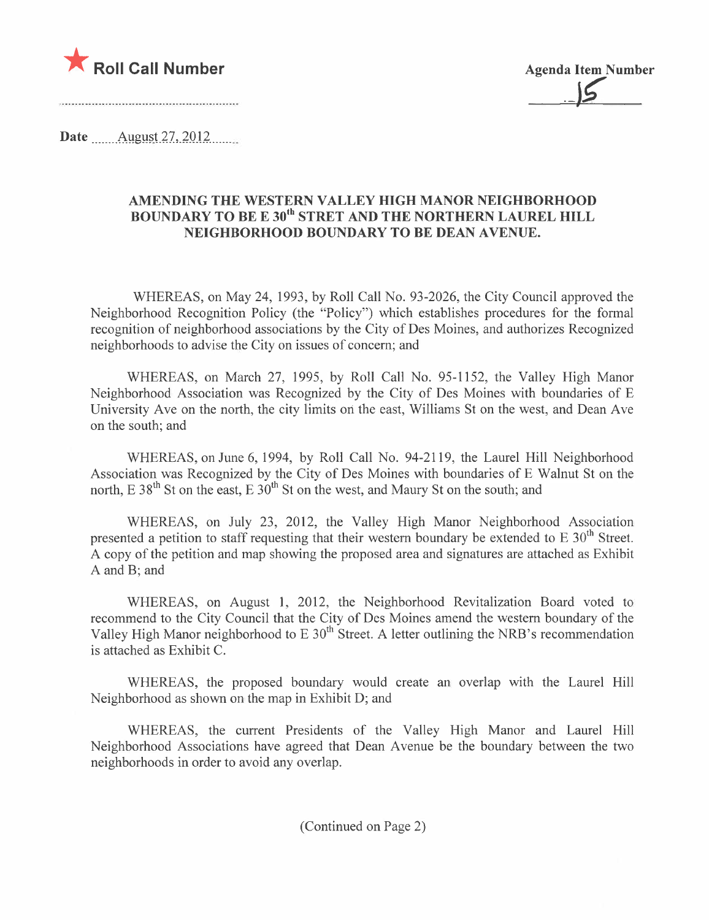★ **Roll Call Number**

**Agenda Item Number** 15

**Date** August 27, 2012

## AMENDING THE WESTERN VALLEY HIGH MANOR NEIGHBORHOOD BOUNDARY TO BE E 30th STRET AND THE NORTHERN LAUREL HILL NEIGHBORHOOD BOUNDARY TO BE DEAN AVENUE.

WHEREAS, on May 24, 1993, by Roll Call No. 93-2026, the City Council approved the Neighborhood Recognition Policy (the "Policy") which establishes procedures for the formal recognition of neighborhood associations by the City of Des Moines, and authorizes Recognized neighborhoods to advise the City on issues of concern; and

WHEREAS, on March 27, 1995, by Roll Call No. 95-1152, the Valley High Manor Neighborhood Association was Recognized by the City of Des Moines with boundaries of E University Ave on the north, the city limits on the east, Williams St on the west, and Dean Ave on the south; and

WHEREAS, on June 6, 1994, by Roll Call No. 94-2119, the Laurel Hill Neighborhood Association was Recognized by the City of Des Moines with boundaries of E Walnut St on the north, E 38th St on the east, E 30th St on the west, and Maury St on the south; and

WHEREAS, on July 23, 2012, the Valley High Manor Neighborhood Association presented a petition to staff requesting that their western boundary be extended to E 30th Street. A copy of the petition and map showing the proposed area and signatures are attached as Exhibit A and B; and

WHEREAS, on August 1, 2012, the Neighborhood Revitalization Board voted to recommend to the City Council that the City of Des Moines amend the western boundary of the Valley High Manor neighborhood to E 30th Street. A letter outlining the NRB's recommendation is attached as Exhibit C.

WHEREAS, the proposed boundary would create an overlap with the Laurel Hill Neighborhood as shown on the map in Exhibit D; and

WHEREAS, the current Presidents of the Valley High Manor and Laurel Hill Neighborhood Associations have agreed that Dean Avenue be the boundary between the two neighborhoods in order to avoid any overlap.

(Continued on Page 2)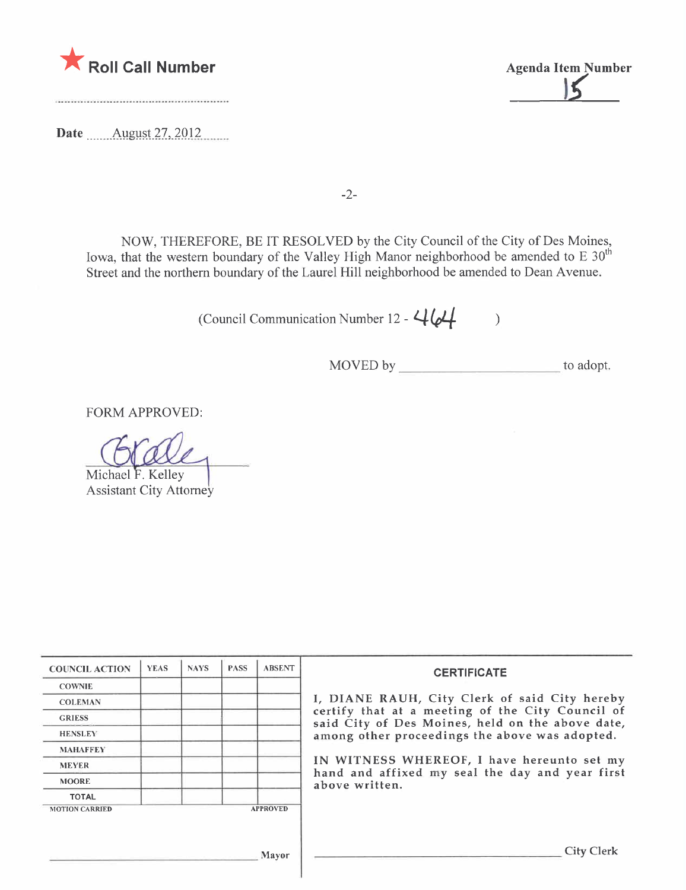★ **Roll Call Number**

**Agenda Item Number**
15

**Date** August 27, 2012

NOW, THEREFORE, BE IT RESOLVED by the City Council of the City of Des Moines, Iowa, that the western boundary of the Valley High Manor neighborhood be amended to E 30th Street and the northern boundary of the Laurel Hill neighborhood be amended to Dean Avenue.

(Council Communication Number 12 - 464 )

MOVED by ______________________ to adopt.

FORM APPROVED:

Michael F. Kelley
Assistant City Attorney

| COUNCIL ACTION | YEAS | NAYS | PASS | ABSENT |
|---|---|---|---|---|
| COWNIE | | | | |
| COLEMAN | | | | |
| GRIESS | | | | |
| HENSLEY | | | | |
| MAHAFFEY | | | | |
| MEYER | | | | |
| MOORE | | | | |
| TOTAL | | | | |
| MOTION CARRIED | | | | APPROVED |

______________________ Mayor

**CERTIFICATE**

I, DIANE RAUH, City Clerk of said City hereby certify that at a meeting of the City Council of said City of Des Moines, held on the above date, among other proceedings the above was adopted.

IN WITNESS WHEREOF, I have hereunto set my hand and affixed my seal the day and year first above written.

______________________ City Clerk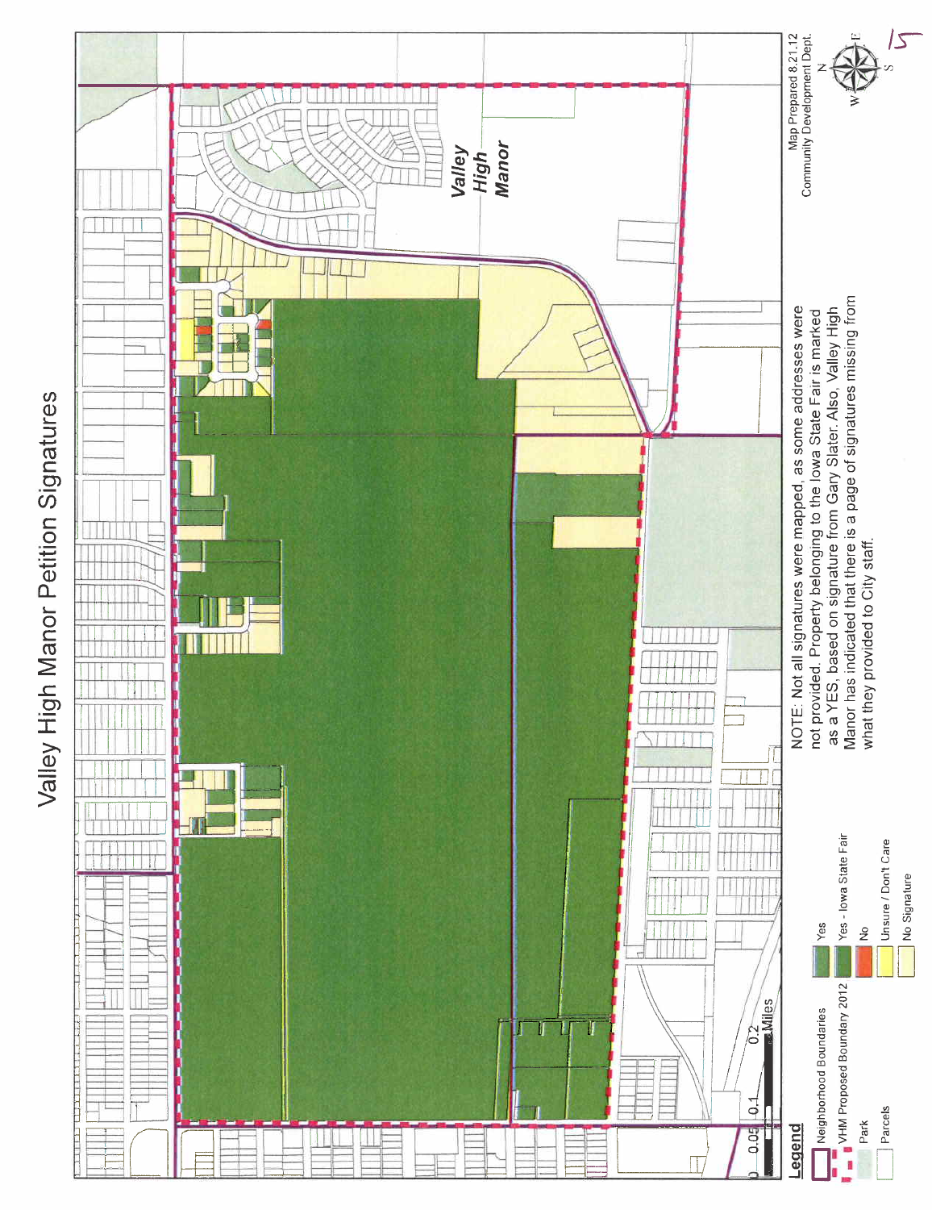# Valley High Manor Petition Signatures

Valley High Manor

NOTE: Not all signatures were mapped, as some addresses were not provided. Property belonging to the Iowa State Fair is marked as a YES, based on signature from Gary Slater. Also, Valley High Manor has indicated that there is a page of signatures missing from what they provided to City staff.

**Legend**

- Neighborhood Boundaries
- VHM Proposed Boundary 2012
- Park
- Parcels
- Yes
- Yes - Iowa State Fair
- No
- Unsure / Don't Care
- No Signature

0 0.05 0.1 0.2 Miles

Map Prepared 8.21.12
Community Development Dept.

N E S W

5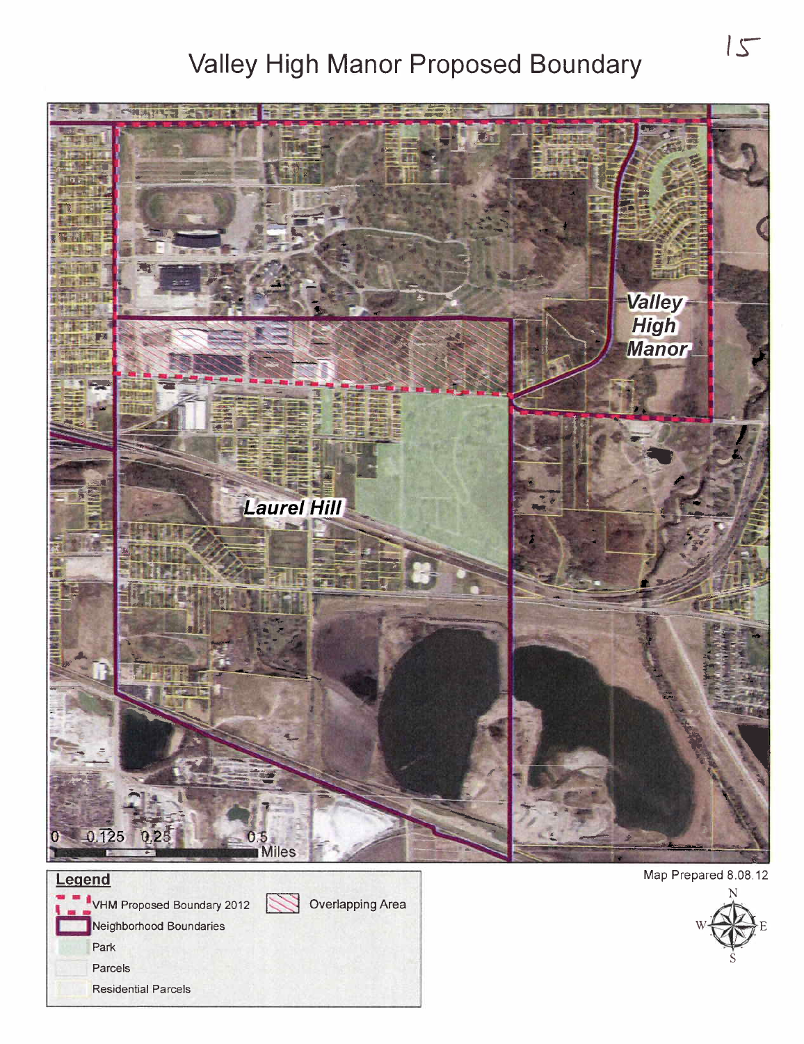# Valley High Manor Proposed Boundary

Valley High Manor

Laurel Hill

0 0.125 0.25 0.5 Miles

**Legend**

- VHM Proposed Boundary 2012
- Neighborhood Boundaries
- Park
- Parcels
- Residential Parcels
- Overlapping Area

Map Prepared 8.08.12

N
W E
S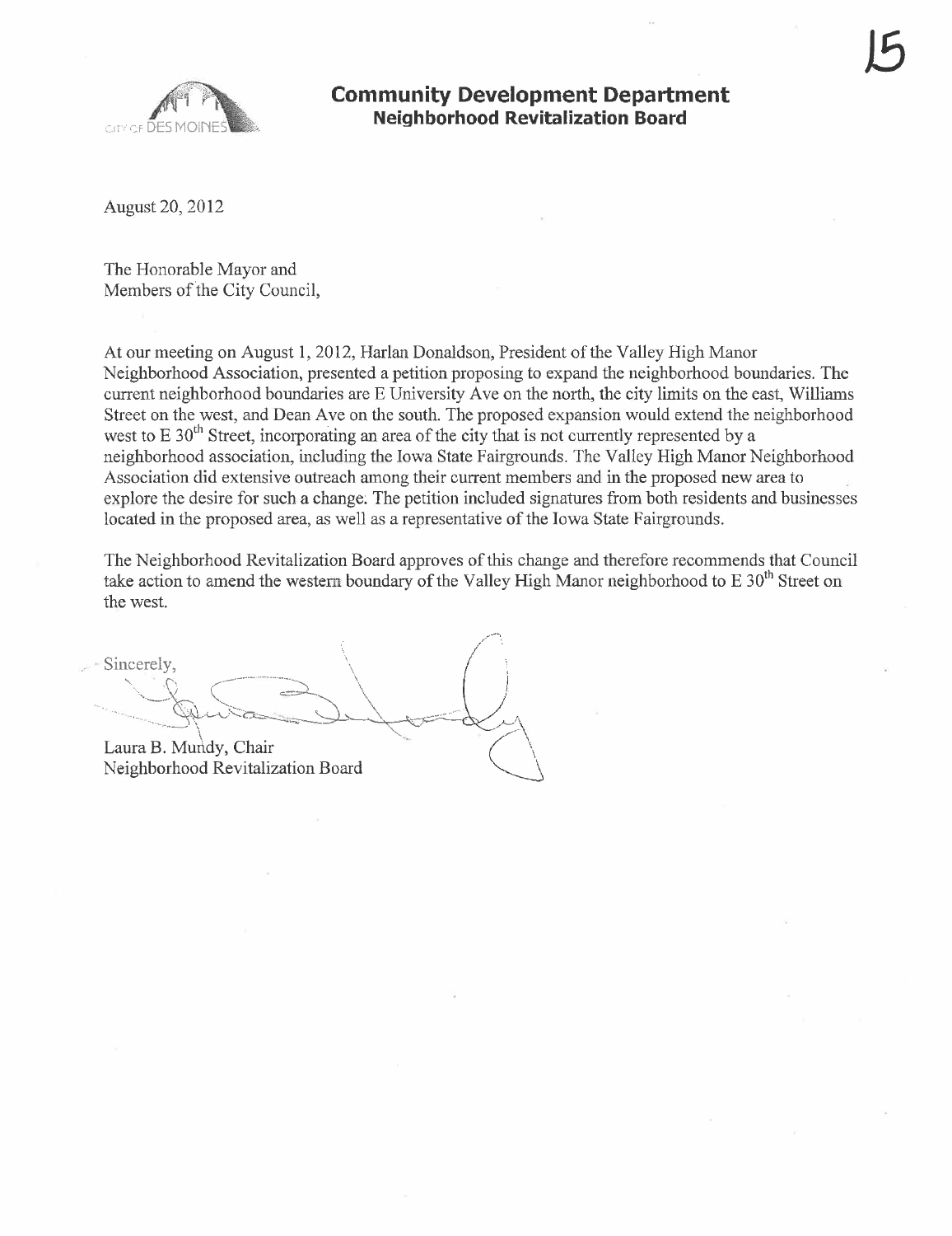**Community Development Department**
**Neighborhood Revitalization Board**

August 20, 2012

The Honorable Mayor and
Members of the City Council,

At our meeting on August 1, 2012, Harlan Donaldson, President of the Valley High Manor Neighborhood Association, presented a petition proposing to expand the neighborhood boundaries. The current neighborhood boundaries are E University Ave on the north, the city limits on the east, Williams Street on the west, and Dean Ave on the south. The proposed expansion would extend the neighborhood west to E 30th Street, incorporating an area of the city that is not currently represented by a neighborhood association, including the Iowa State Fairgrounds. The Valley High Manor Neighborhood Association did extensive outreach among their current members and in the proposed new area to explore the desire for such a change. The petition included signatures from both residents and businesses located in the proposed area, as well as a representative of the Iowa State Fairgrounds.

The Neighborhood Revitalization Board approves of this change and therefore recommends that Council take action to amend the western boundary of the Valley High Manor neighborhood to E 30th Street on the west.

Sincerely,

Laura B. Mundy, Chair
Neighborhood Revitalization Board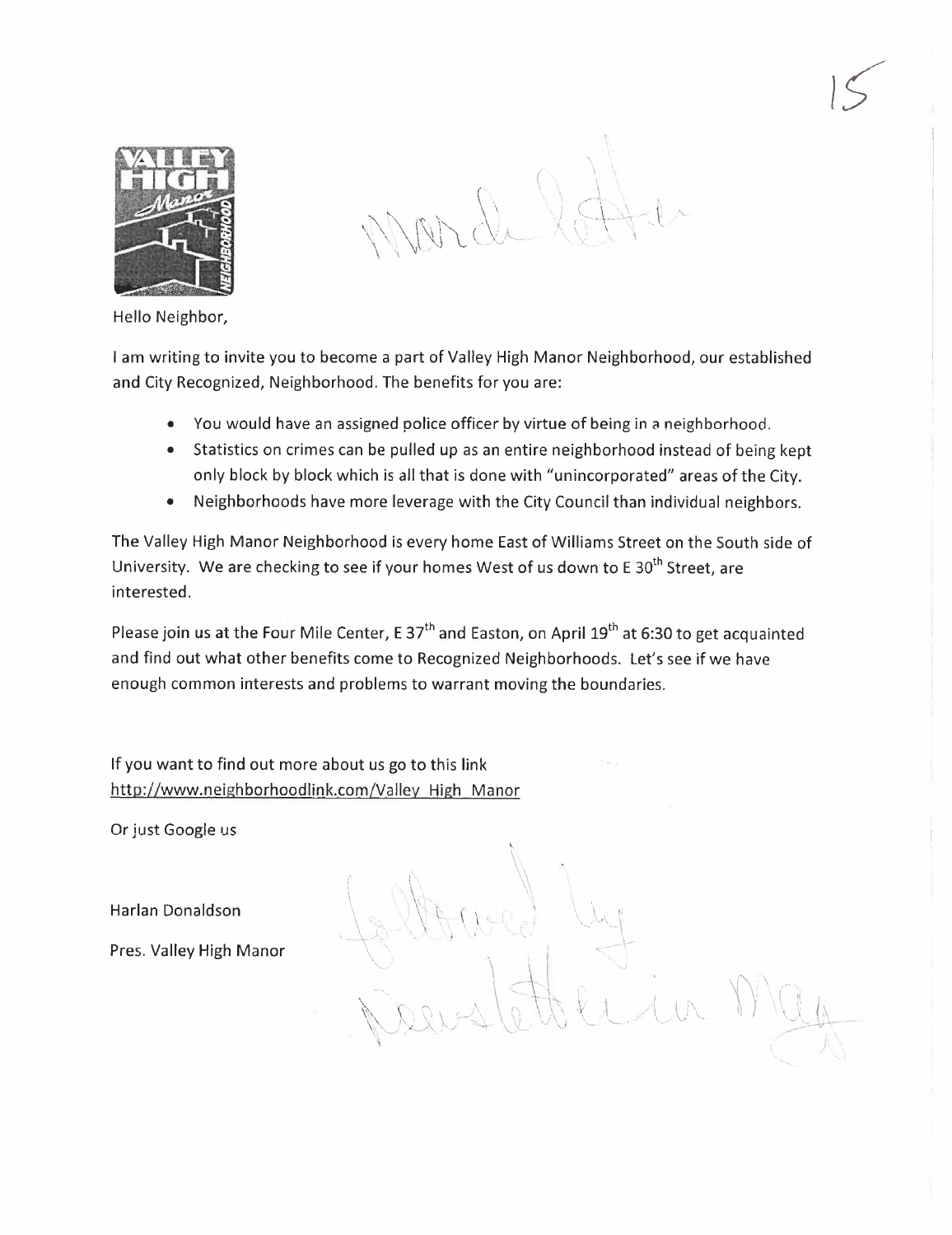Hello Neighbor,

I am writing to invite you to become a part of Valley High Manor Neighborhood, our established and City Recognized, Neighborhood. The benefits for you are:

- You would have an assigned police officer by virtue of being in a neighborhood.
- Statistics on crimes can be pulled up as an entire neighborhood instead of being kept only block by block which is all that is done with "unincorporated" areas of the City.
- Neighborhoods have more leverage with the City Council than individual neighbors.

The Valley High Manor Neighborhood is every home East of Williams Street on the South side of University. We are checking to see if your homes West of us down to E 30th Street, are interested.

Please join us at the Four Mile Center, E 37th and Easton, on April 19th at 6:30 to get acquainted and find out what other benefits come to Recognized Neighborhoods. Let's see if we have enough common interests and problems to warrant moving the boundaries.

If you want to find out more about us go to this link
http://www.neighborhoodlink.com/Valley_High_Manor

Or just Google us

Harlan Donaldson

Pres. Valley High Manor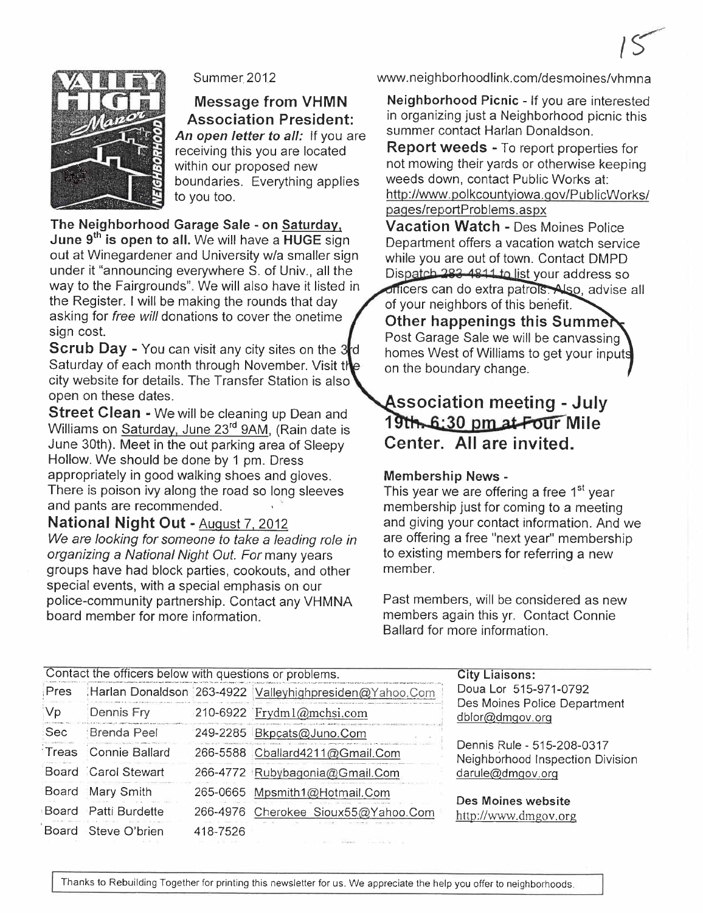15

Summer 2012

www.neighborhoodlink.com/desmoines/vhmna

## Message from VHMN Association President:

***An open letter to all:*** If you are receiving this you are located within our proposed new boundaries. Everything applies to you too.

**The Neighborhood Garage Sale - on Saturday, June 9th is open to all.** We will have a **HUGE** sign out at Winegardener and University w/a smaller sign under it "announcing everywhere S. of Univ., all the way to the Fairgrounds". We will also have it listed in the Register. I will be making the rounds that day asking for *free will* donations to cover the onetime sign cost.

**Scrub Day -** You can visit any city sites on the 3rd Saturday of each month through November. Visit the city website for details. The Transfer Station is also open on these dates.

**Street Clean -** We will be cleaning up Dean and Williams on Saturday, June 23rd 9AM, (Rain date is June 30th). Meet in the out parking area of Sleepy Hollow. We should be done by 1 pm. Dress appropriately in good walking shoes and gloves. There is poison ivy along the road so long sleeves and pants are recommended.

**National Night Out -** August 7, 2012

*We are looking for someone to take a leading role in organizing a National Night Out. For* many years groups have had block parties, cookouts, and other special events, with a special emphasis on our police-community partnership. Contact any VHMNA board member for more information.

**Neighborhood Picnic -** If you are interested in organizing just a Neighborhood picnic this summer contact Harlan Donaldson.

**Report weeds -** To report properties for not mowing their yards or otherwise keeping weeds down, contact Public Works at: http://www.polkcountyiowa.gov/PublicWorks/pages/reportProblems.aspx

**Vacation Watch -** Des Moines Police Department offers a vacation watch service while you are out of town. Contact DMPD Dispatch 283-4811 to list your address so officers can do extra patrols. Also, advise all of your neighbors of this benefit.

**Other happenings this Summer -** Post Garage Sale we will be canvassing homes West of Williams to get your inputs on the boundary change.

## Association meeting - July 19th, 6:30 pm at Four Mile Center. All are invited.

**Membership News -**

This year we are offering a free 1st year membership just for coming to a meeting and giving your contact information. And we are offering a free "next year" membership to existing members for referring a new member.

Past members, will be considered as new members again this yr. Contact Connie Ballard for more information.

Contact the officers below with questions or problems.

| | | | |
|---|---|---|---|
| Pres | Harlan Donaldson | 263-4922 | Valleyhighpresiden@Yahoo.Com |
| Vp | Dennis Fry | 210-6922 | Frydm1@mchsi.com |
| Sec | Brenda Peel | 249-2285 | Bkpcats@Juno.Com |
| Treas | Connie Ballard | 266-5588 | Cballard4211@Gmail.Com |
| Board | Carol Stewart | 266-4772 | Rubybagonia@Gmail.Com |
| Board | Mary Smith | 265-0665 | Mpsmith1@Hotmail.Com |
| Board | Patti Burdette | 266-4976 | Cherokee_Sioux55@Yahoo.Com |
| Board | Steve O'brien | 418-7526 | |

**City Liaisons:**

Doua Lor 515-971-0792
Des Moines Police Department
dblor@dmgov.org

Dennis Rule - 515-208-0317
Neighborhood Inspection Division
darule@dmgov.org

**Des Moines website**
http://www.dmgov.org

Thanks to Rebuilding Together for printing this newsletter for us. We appreciate the help you offer to neighborhoods.